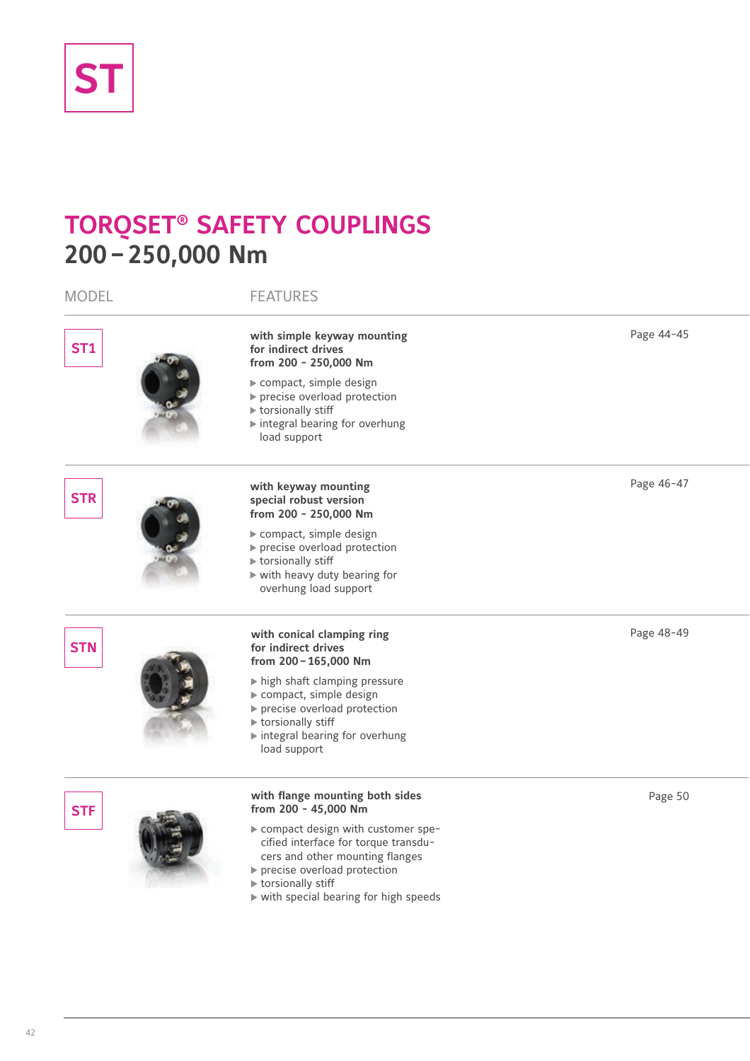# ST

# TORQSET® SAFETY COUPLINGS
## 200 – 250,000 Nm

| MODEL | FEATURES | |
|---|---|---|
| ST1 | **with simple keyway mounting for indirect drives from 200 - 250,000 Nm**<br>▶ compact, simple design<br>▶ precise overload protection<br>▶ torsionally stiff<br>▶ integral bearing for overhung load support | Page 44-45 |
| STR | **with keyway mounting special robust version from 200 - 250,000 Nm**<br>▶ compact, simple design<br>▶ precise overload protection<br>▶ torsionally stiff<br>▶ with heavy duty bearing for overhung load support | Page 46-47 |
| STN | **with conical clamping ring for indirect drives from 200 – 165,000 Nm**<br>▶ high shaft clamping pressure<br>▶ compact, simple design<br>▶ precise overload protection<br>▶ torsionally stiff<br>▶ integral bearing for overhung load support | Page 48-49 |
| STF | **with flange mounting both sides from 200 - 45,000 Nm**<br>▶ compact design with customer specified interface for torque transducers and other mounting flanges<br>▶ precise overload protection<br>▶ torsionally stiff<br>▶ with special bearing for high speeds | Page 50 |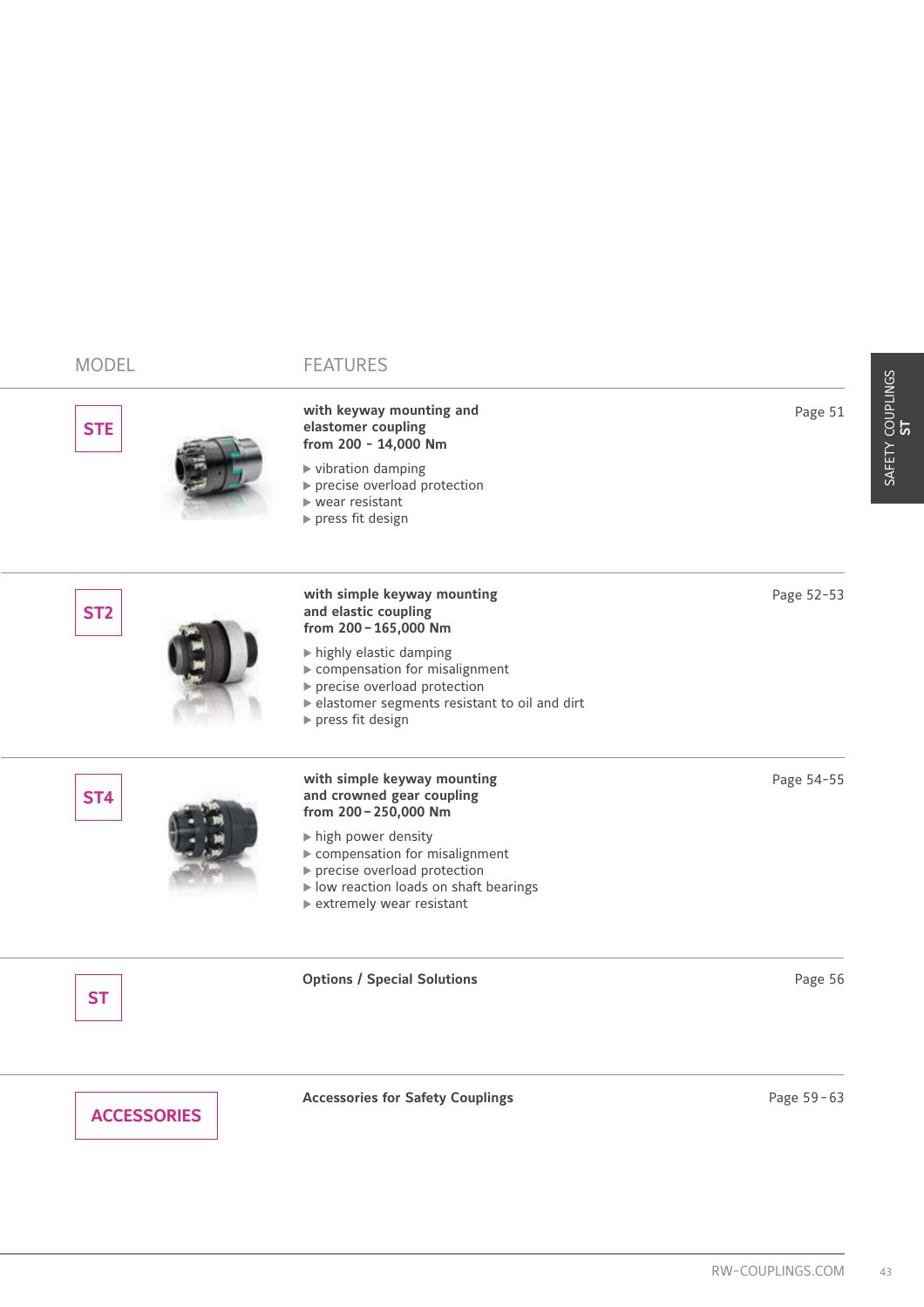| MODEL | FEATURES | |
|---|---|---|
| **STE** | **with keyway mounting and elastomer coupling from 200 - 14,000 Nm**<br>▶ vibration damping<br>▶ precise overload protection<br>▶ wear resistant<br>▶ press fit design | Page 51 |
| **ST2** | **with simple keyway mounting and elastic coupling from 200 – 165,000 Nm**<br>▶ highly elastic damping<br>▶ compensation for misalignment<br>▶ precise overload protection<br>▶ elastomer segments resistant to oil and dirt<br>▶ press fit design | Page 52-53 |
| **ST4** | **with simple keyway mounting and crowned gear coupling from 200 – 250,000 Nm**<br>▶ high power density<br>▶ compensation for misalignment<br>▶ precise overload protection<br>▶ low reaction loads on shaft bearings<br>▶ extremely wear resistant | Page 54-55 |
| **ST** | **Options / Special Solutions** | Page 56 |
| **ACCESSORIES** | **Accessories for Safety Couplings** | Page 59 - 63 |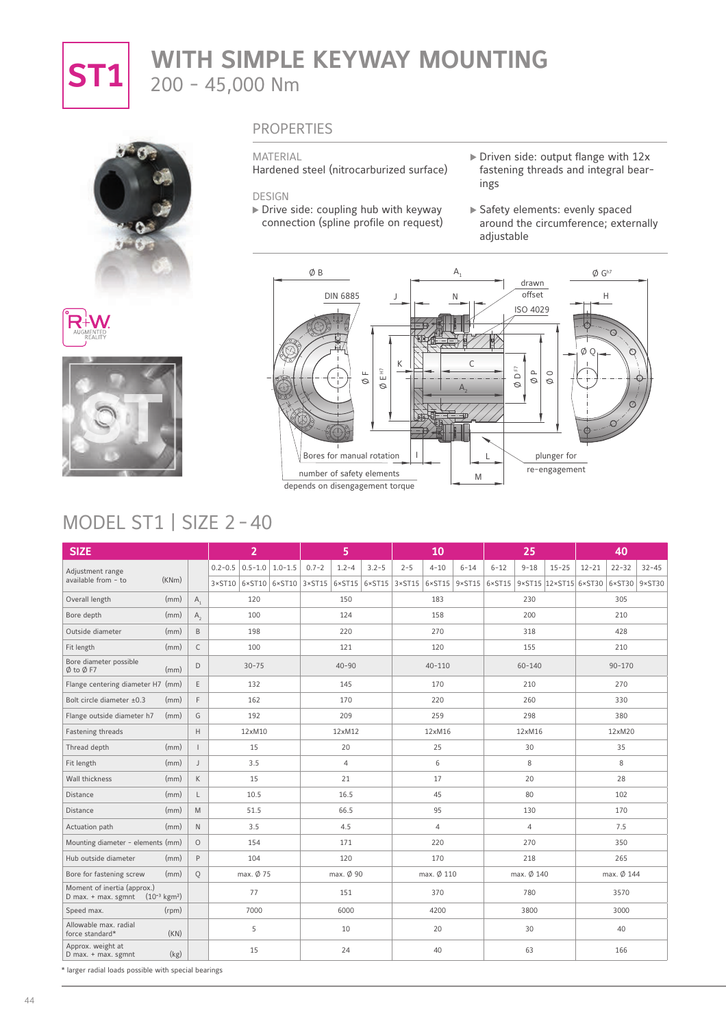# ST1 WITH SIMPLE KEYWAY MOUNTING

200 – 45,000 Nm

## PROPERTIES

MATERIAL
Hardened steel (nitrocarburized surface)

DESIGN
- Drive side: coupling hub with keyway connection (spline profile on request)
- Driven side: output flange with 12x fastening threads and integral bearings
- Safety elements: evenly spaced around the circumference; externally adjustable

Ø B, A1, Ø G h7, DIN 6885, J, N, drawn offset, ISO 4029, H, Ø Q, K, C, Ø F, Ø E H7, A2, Ø D F7, Ø P, Ø O, Bores for manual rotation, I, L, plunger for re-engagement, number of safety elements depends on disengagement torque, M

## MODEL ST1 | SIZE 2 – 40

| SIZE | | 2 | | | 5 | | | 10 | | | 25 | | | 40 | | |
|---|---|---|---|---|---|---|---|---|---|---|---|---|---|---|---|---|
| Adjustment range available from – to (KNm) | | 0.2–0.5 | 0.5–1.0 | 1.0–1.5 | 0.7–2 | 1.2–4 | 3.2–5 | 2–5 | 4–10 | 6–14 | 6–12 | 9–18 | 15–25 | 12–21 | 22–32 | 32–45 |
| | | 3×ST10 | 6×ST10 | 6×ST10 | 3×ST15 | 6×ST15 | 6×ST15 | 3×ST15 | 6×ST15 | 9×ST15 | 6×ST15 | 9×ST15 | 12×ST15 | 6×ST30 | 6×ST30 | 9×ST30 |
| Overall length (mm) | $A_1$ | 120 | | | 150 | | | 183 | | | 230 | | | 305 | | |
| Bore depth (mm) | $A_2$ | 100 | | | 124 | | | 158 | | | 200 | | | 210 | | |
| Outside diameter (mm) | B | 198 | | | 220 | | | 270 | | | 318 | | | 428 | | |
| Fit length (mm) | C | 100 | | | 121 | | | 120 | | | 155 | | | 210 | | |
| Bore diameter possible Ø to Ø F7 (mm) | D | 30–75 | | | 40–90 | | | 40–110 | | | 60–140 | | | 90–170 | | |
| Flange centering diameter H7 (mm) | E | 132 | | | 145 | | | 170 | | | 210 | | | 270 | | |
| Bolt circle diameter ±0.3 (mm) | F | 162 | | | 170 | | | 220 | | | 260 | | | 330 | | |
| Flange outside diameter h7 (mm) | G | 192 | | | 209 | | | 259 | | | 298 | | | 380 | | |
| Fastening threads | H | 12xM10 | | | 12xM12 | | | 12xM16 | | | 12xM16 | | | 12xM20 | | |
| Thread depth (mm) | I | 15 | | | 20 | | | 25 | | | 30 | | | 35 | | |
| Fit length (mm) | J | 3.5 | | | 4 | | | 6 | | | 8 | | | 8 | | |
| Wall thickness (mm) | K | 15 | | | 21 | | | 17 | | | 20 | | | 28 | | |
| Distance (mm) | L | 10.5 | | | 16.5 | | | 45 | | | 80 | | | 102 | | |
| Distance (mm) | M | 51.5 | | | 66.5 | | | 95 | | | 130 | | | 170 | | |
| Actuation path (mm) | N | 3.5 | | | 4.5 | | | 4 | | | 4 | | | 7.5 | | |
| Mounting diameter - elements (mm) | O | 154 | | | 171 | | | 220 | | | 270 | | | 350 | | |
| Hub outside diameter (mm) | P | 104 | | | 120 | | | 170 | | | 218 | | | 265 | | |
| Bore for fastening screw (mm) | Q | max. Ø 75 | | | max. Ø 90 | | | max. Ø 110 | | | max. Ø 140 | | | max. Ø 144 | | |
| Moment of inertia (approx.) D max. + max. sgmnt ($10^{-3}$ kgm²) | | 77 | | | 151 | | | 370 | | | 780 | | | 3570 | | |
| Speed max. (rpm) | | 7000 | | | 6000 | | | 4200 | | | 3800 | | | 3000 | | |
| Allowable max. radial force standard* (KN) | | 5 | | | 10 | | | 20 | | | 30 | | | 40 | | |
| Approx. weight at D max. + max. sgmnt (kg) | | 15 | | | 24 | | | 40 | | | 63 | | | 166 | | |

\* larger radial loads possible with special bearings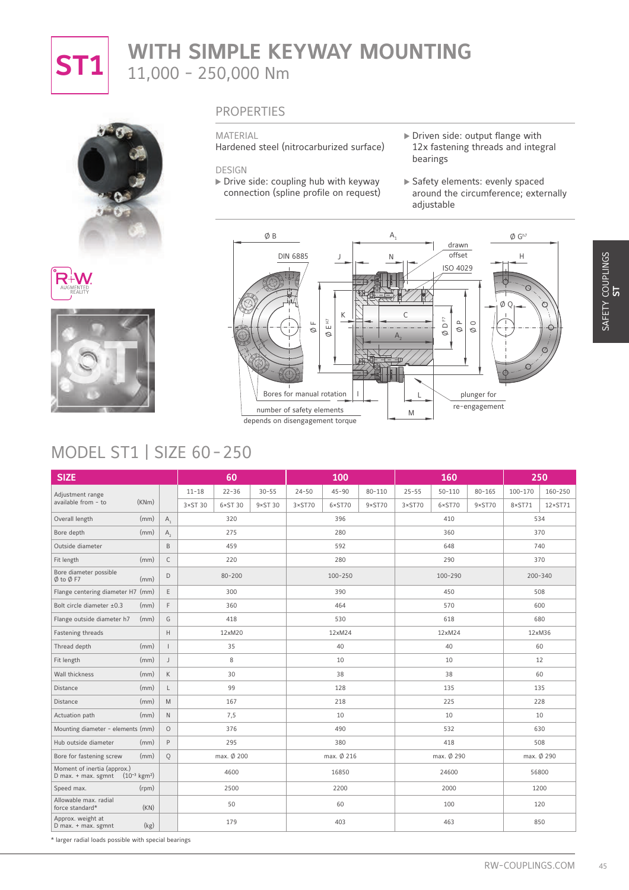# ST1 WITH SIMPLE KEYWAY MOUNTING

11,000 - 250,000 Nm

## PROPERTIES

MATERIAL
Hardened steel (nitrocarburized surface)

DESIGN
- Drive side: coupling hub with keyway connection (spline profile on request)
- Driven side: output flange with 12x fastening threads and integral bearings
- Safety elements: evenly spaced around the circumference; externally adjustable

## MODEL ST1 | SIZE 60 - 250

| SIZE | | | 60 | | | 100 | | | 160 | | | 250 | |
|---|---|---|---|---|---|---|---|---|---|---|---|---|---|
| Adjustment range available from - to | (KNm) | | 11-18 | 22-36 | 30-55 | 24-50 | 45-90 | 80-110 | 25-55 | 50-110 | 80-165 | 100-170 | 160-250 |
| | | | 3×ST 30 | 6×ST 30 | 9×ST 30 | 3×ST70 | 6×ST70 | 9×ST70 | 3×ST70 | 6×ST70 | 9×ST70 | 8×ST71 | 12×ST71 |
| Overall length | (mm) | $A_1$ | 320 | | | 396 | | | 410 | | | 534 | |
| Bore depth | (mm) | $A_2$ | 275 | | | 280 | | | 360 | | | 370 | |
| Outside diameter | | B | 459 | | | 592 | | | 648 | | | 740 | |
| Fit length | (mm) | C | 220 | | | 280 | | | 290 | | | 370 | |
| Bore diameter possible Ø to Ø F7 | (mm) | D | 80-200 | | | 100-250 | | | 100-290 | | | 200-340 | |
| Flange centering diameter H7 | (mm) | E | 300 | | | 390 | | | 450 | | | 508 | |
| Bolt circle diameter ±0.3 | (mm) | F | 360 | | | 464 | | | 570 | | | 600 | |
| Flange outside diameter h7 | (mm) | G | 418 | | | 530 | | | 618 | | | 680 | |
| Fastening threads | | H | 12xM20 | | | 12xM24 | | | 12xM24 | | | 12xM36 | |
| Thread depth | (mm) | I | 35 | | | 40 | | | 40 | | | 60 | |
| Fit length | (mm) | J | 8 | | | 10 | | | 10 | | | 12 | |
| Wall thickness | (mm) | K | 30 | | | 38 | | | 38 | | | 60 | |
| Distance | (mm) | L | 99 | | | 128 | | | 135 | | | 135 | |
| Distance | (mm) | M | 167 | | | 218 | | | 225 | | | 228 | |
| Actuation path | (mm) | N | 7,5 | | | 10 | | | 10 | | | 10 | |
| Mounting diameter - elements | (mm) | O | 376 | | | 490 | | | 532 | | | 630 | |
| Hub outside diameter | (mm) | P | 295 | | | 380 | | | 418 | | | 508 | |
| Bore for fastening screw | (mm) | Q | max. Ø 200 | | | max. Ø 216 | | | max. Ø 290 | | | max. Ø 290 | |
| Moment of inertia (approx.) D max. + max. sgmnt | ($10^{-3}$ kgm²) | | 4600 | | | 16850 | | | 24600 | | | 56800 | |
| Speed max. | (rpm) | | 2500 | | | 2200 | | | 2000 | | | 1200 | |
| Allowable max. radial force standard* | (KN) | | 50 | | | 60 | | | 100 | | | 120 | |
| Approx. weight at D max. + max. sgmnt | (kg) | | 179 | | | 403 | | | 463 | | | 850 | |

* larger radial loads possible with special bearings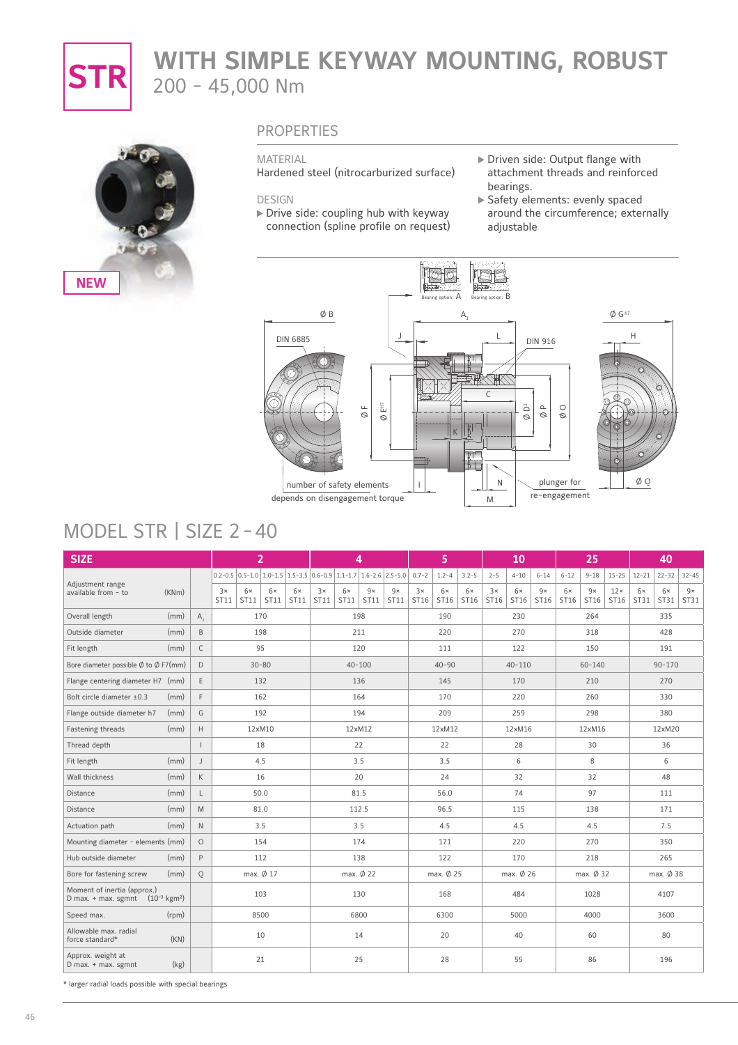# STR WITH SIMPLE KEYWAY MOUNTING, ROBUST

200 – 45,000 Nm

NEW

## PROPERTIES

MATERIAL
Hardened steel (nitrocarburized surface)

DESIGN
- Drive side: coupling hub with keyway connection (spline profile on request)
- Driven side: Output flange with attachment threads and reinforced bearings.
- Safety elements: evenly spaced around the circumference; externally adjustable

Bearing option: A  Bearing option: B

DIN 6885 · DIN 916 · number of safety elements depends on disengagement torque · plunger for re-engagement

## MODEL STR | SIZE 2 – 40

| SIZE | | 2 | | | | 4 | | | | 5 | | | 10 | | | 25 | | | 40 | | |
|---|---|---|---|---|---|---|---|---|---|---|---|---|---|---|---|---|---|---|---|---|---|
| Adjustment range available from – to (KNm) | | 0.2–0.5 | 0.5–1.0 | 1.0–1.5 | 1.5–3.5 | 0.6–0.9 | 1.1–1.7 | 1.6–2.6 | 2.5–5.0 | 0.7–2 | 1.2–4 | 3.2–5 | 2–5 | 4–10 | 6–14 | 6–12 | 9–18 | 15–25 | 12–21 | 22–32 | 32–45 |
| | | 3× ST11 | 6× ST11 | 6× ST11 | 6× ST11 | 3× ST11 | 6× ST11 | 9× ST11 | 9× ST11 | 3× ST16 | 6× ST16 | 6× ST16 | 3× ST16 | 6× ST16 | 9× ST16 | 6× ST16 | 9× ST16 | 12× ST16 | 6× ST31 | 6× ST31 | 9× ST31 |
| Overall length (mm) | $A_1$ | 170 | | | | 198 | | | | 190 | | | 230 | | | 264 | | | 335 | | |
| Outside diameter (mm) | B | 198 | | | | 211 | | | | 220 | | | 270 | | | 318 | | | 428 | | |
| Fit length (mm) | C | 95 | | | | 120 | | | | 111 | | | 122 | | | 150 | | | 191 | | |
| Bore diameter possible Ø to Ø F7(mm) | D | 30–80 | | | | 40–100 | | | | 40–90 | | | 40–110 | | | 60–140 | | | 90–170 | | |
| Flange centering diameter H7 (mm) | E | 132 | | | | 136 | | | | 145 | | | 170 | | | 210 | | | 270 | | |
| Bolt circle diameter ±0.3 (mm) | F | 162 | | | | 164 | | | | 170 | | | 220 | | | 260 | | | 330 | | |
| Flange outside diameter h7 (mm) | G | 192 | | | | 194 | | | | 209 | | | 259 | | | 298 | | | 380 | | |
| Fastening threads (mm) | H | 12xM10 | | | | 12xM12 | | | | 12xM12 | | | 12xM16 | | | 12xM16 | | | 12xM20 | | |
| Thread depth | I | 18 | | | | 22 | | | | 22 | | | 28 | | | 30 | | | 36 | | |
| Fit length (mm) | J | 4.5 | | | | 3.5 | | | | 3.5 | | | 6 | | | 8 | | | 6 | | |
| Wall thickness (mm) | K | 16 | | | | 20 | | | | 24 | | | 32 | | | 32 | | | 48 | | |
| Distance (mm) | L | 50.0 | | | | 81.5 | | | | 56.0 | | | 74 | | | 97 | | | 111 | | |
| Distance (mm) | M | 81.0 | | | | 112.5 | | | | 96.5 | | | 115 | | | 138 | | | 171 | | |
| Actuation path (mm) | N | 3.5 | | | | 3.5 | | | | 4.5 | | | 4.5 | | | 4.5 | | | 7.5 | | |
| Mounting diameter - elements (mm) | O | 154 | | | | 174 | | | | 171 | | | 220 | | | 270 | | | 350 | | |
| Hub outside diameter (mm) | P | 112 | | | | 138 | | | | 122 | | | 170 | | | 218 | | | 265 | | |
| Bore for fastening screw (mm) | Q | max. Ø 17 | | | | max. Ø 22 | | | | max. Ø 25 | | | max. Ø 26 | | | max. Ø 32 | | | max. Ø 38 | | |
| Moment of inertia (approx.) D max. + max. sgmnt ($10^{-3}$ kgm²) | | 103 | | | | 130 | | | | 168 | | | 484 | | | 1028 | | | 4107 | | |
| Speed max. (rpm) | | 8500 | | | | 6800 | | | | 6300 | | | 5000 | | | 4000 | | | 3600 | | |
| Allowable max. radial force standard* (KN) | | 10 | | | | 14 | | | | 20 | | | 40 | | | 60 | | | 80 | | |
| Approx. weight at D max. + max. sgmnt (kg) | | 21 | | | | 25 | | | | 28 | | | 55 | | | 86 | | | 196 | | |

* larger radial loads possible with special bearings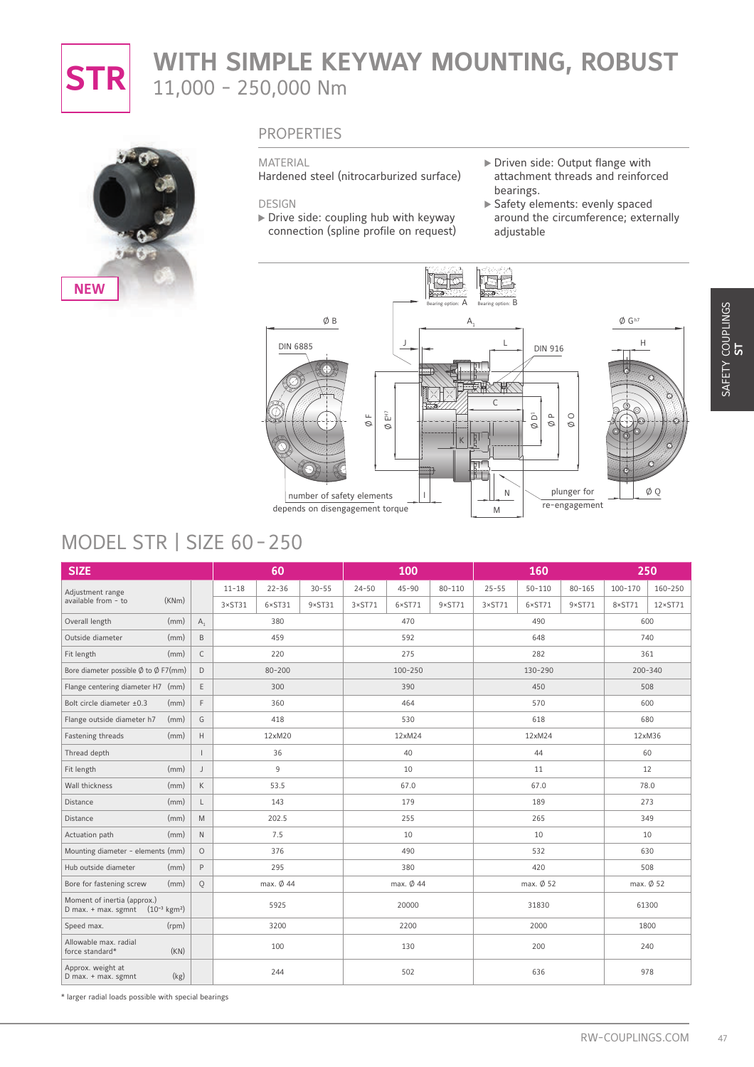# STR

# WITH SIMPLE KEYWAY MOUNTING, ROBUST

11,000 – 250,000 Nm

NEW

## PROPERTIES

MATERIAL
Hardened steel (nitrocarburized surface)

DESIGN
- Drive side: coupling hub with keyway connection (spline profile on request)
- Driven side: Output flange with attachment threads and reinforced bearings.
- Safety elements: evenly spaced around the circumference; externally adjustable

Bearing option: A  Bearing option: B

Ø B, DIN 6885, J, A1, L, DIN 916, Ø G h7, H, Ø F, Ø E H7, C, Ø D1, Ø P, Ø O, K, I, N, M, number of safety elements depends on disengagement torque, plunger for re-engagement, Ø Q

## MODEL STR | SIZE 60 - 250

| SIZE | | 60 | | | 100 | | | 160 | | | 250 | |
|---|---|---|---|---|---|---|---|---|---|---|---|---|
| Adjustment range available from - to (KNm) | | 11-18 | 22-36 | 30-55 | 24-50 | 45-90 | 80-110 | 25-55 | 50-110 | 80-165 | 100-170 | 160-250 |
| | | 3×ST31 | 6×ST31 | 9×ST31 | 3×ST71 | 6×ST71 | 9×ST71 | 3×ST71 | 6×ST71 | 9×ST71 | 8×ST71 | 12×ST71 |
| Overall length (mm) | $A_1$ | 380 | | | 470 | | | 490 | | | 600 | |
| Outside diameter (mm) | B | 459 | | | 592 | | | 648 | | | 740 | |
| Fit length (mm) | C | 220 | | | 275 | | | 282 | | | 361 | |
| Bore diameter possible Ø to Ø F7(mm) | D | 80-200 | | | 100-250 | | | 130-290 | | | 200-340 | |
| Flange centering diameter H7 (mm) | E | 300 | | | 390 | | | 450 | | | 508 | |
| Bolt circle diameter ±0.3 (mm) | F | 360 | | | 464 | | | 570 | | | 600 | |
| Flange outside diameter h7 (mm) | G | 418 | | | 530 | | | 618 | | | 680 | |
| Fastening threads (mm) | H | 12xM20 | | | 12xM24 | | | 12xM24 | | | 12xM36 | |
| Thread depth | I | 36 | | | 40 | | | 44 | | | 60 | |
| Fit length (mm) | J | 9 | | | 10 | | | 11 | | | 12 | |
| Wall thickness (mm) | K | 53.5 | | | 67.0 | | | 67.0 | | | 78.0 | |
| Distance (mm) | L | 143 | | | 179 | | | 189 | | | 273 | |
| Distance (mm) | M | 202.5 | | | 255 | | | 265 | | | 349 | |
| Actuation path (mm) | N | 7.5 | | | 10 | | | 10 | | | 10 | |
| Mounting diameter - elements (mm) | O | 376 | | | 490 | | | 532 | | | 630 | |
| Hub outside diameter (mm) | P | 295 | | | 380 | | | 420 | | | 508 | |
| Bore for fastening screw (mm) | Q | max. Ø 44 | | | max. Ø 44 | | | max. Ø 52 | | | max. Ø 52 | |
| Moment of inertia (approx.) D max. + max. sgmnt ($10^{-3}$ kgm²) | | 5925 | | | 20000 | | | 31830 | | | 61300 | |
| Speed max. (rpm) | | 3200 | | | 2200 | | | 2000 | | | 1800 | |
| Allowable max. radial force standard* (KN) | | 100 | | | 130 | | | 200 | | | 240 | |
| Approx. weight at D max. + max. sgmnt (kg) | | 244 | | | 502 | | | 636 | | | 978 | |

* larger radial loads possible with special bearings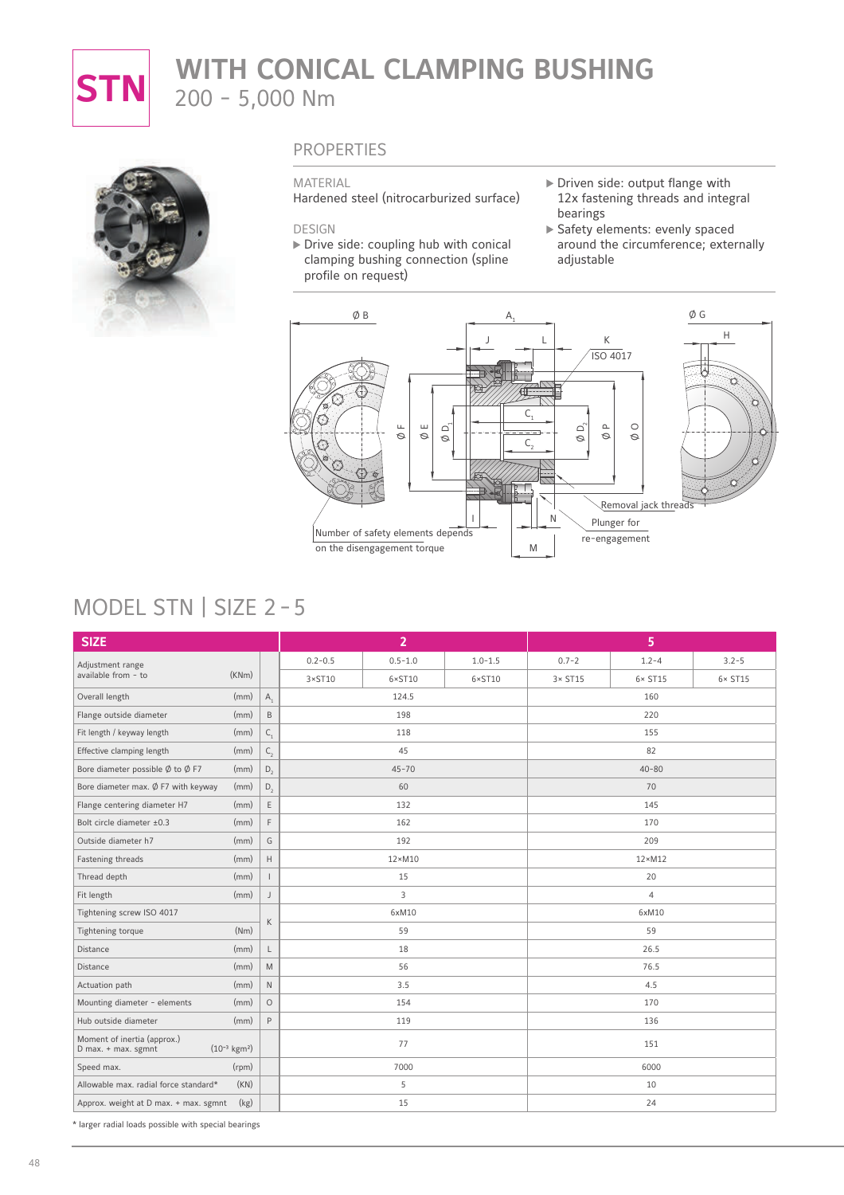# STN WITH CONICAL CLAMPING BUSHING

200 – 5,000 Nm

## PROPERTIES

MATERIAL
Hardened steel (nitrocarburized surface)

DESIGN
- Drive side: coupling hub with conical clamping bushing connection (spline profile on request)
- Driven side: output flange with 12x fastening threads and integral bearings
- Safety elements: evenly spaced around the circumference; externally adjustable

Number of safety elements depends on the disengagement torque

Removal jack threads

Plunger for re-engagement

## MODEL STN | SIZE 2 – 5

| SIZE | | | 2 | | | 5 | | |
|---|---|---|---|---|---|---|---|---|
| Adjustment range available from – to | (KNm) | | 0.2–0.5 | 0.5–1.0 | 1.0–1.5 | 0.7–2 | 1.2–4 | 3.2–5 |
| | | | 3×ST10 | 6×ST10 | 6×ST10 | 3× ST15 | 6× ST15 | 6× ST15 |
| Overall length | (mm) | $A_1$ | 124.5 | | | 160 | | |
| Flange outside diameter | (mm) | B | 198 | | | 220 | | |
| Fit length / keyway length | (mm) | $C_1$ | 118 | | | 155 | | |
| Effective clamping length | (mm) | $C_2$ | 45 | | | 82 | | |
| Bore diameter possible Ø to Ø F7 | (mm) | $D_2$ | 45–70 | | | 40–80 | | |
| Bore diameter max. Ø F7 with keyway | (mm) | $D_2$ | 60 | | | 70 | | |
| Flange centering diameter H7 | (mm) | E | 132 | | | 145 | | |
| Bolt circle diameter ±0.3 | (mm) | F | 162 | | | 170 | | |
| Outside diameter h7 | (mm) | G | 192 | | | 209 | | |
| Fastening threads | (mm) | H | 12×M10 | | | 12×M12 | | |
| Thread depth | (mm) | I | 15 | | | 20 | | |
| Fit length | (mm) | J | 3 | | | 4 | | |
| Tightening screw ISO 4017 | | K | 6xM10 | | | 6xM10 | | |
| Tightening torque | (Nm) | K | 59 | | | 59 | | |
| Distance | (mm) | L | 18 | | | 26.5 | | |
| Distance | (mm) | M | 56 | | | 76.5 | | |
| Actuation path | (mm) | N | 3.5 | | | 4.5 | | |
| Mounting diameter - elements | (mm) | O | 154 | | | 170 | | |
| Hub outside diameter | (mm) | P | 119 | | | 136 | | |
| Moment of inertia (approx.) D max. + max. sgmnt | ($10^{-3}$ kgm²) | | 77 | | | 151 | | |
| Speed max. | (rpm) | | 7000 | | | 6000 | | |
| Allowable max. radial force standard* | (KN) | | 5 | | | 10 | | |
| Approx. weight at D max. + max. sgmnt | (kg) | | 15 | | | 24 | | |

* larger radial loads possible with special bearings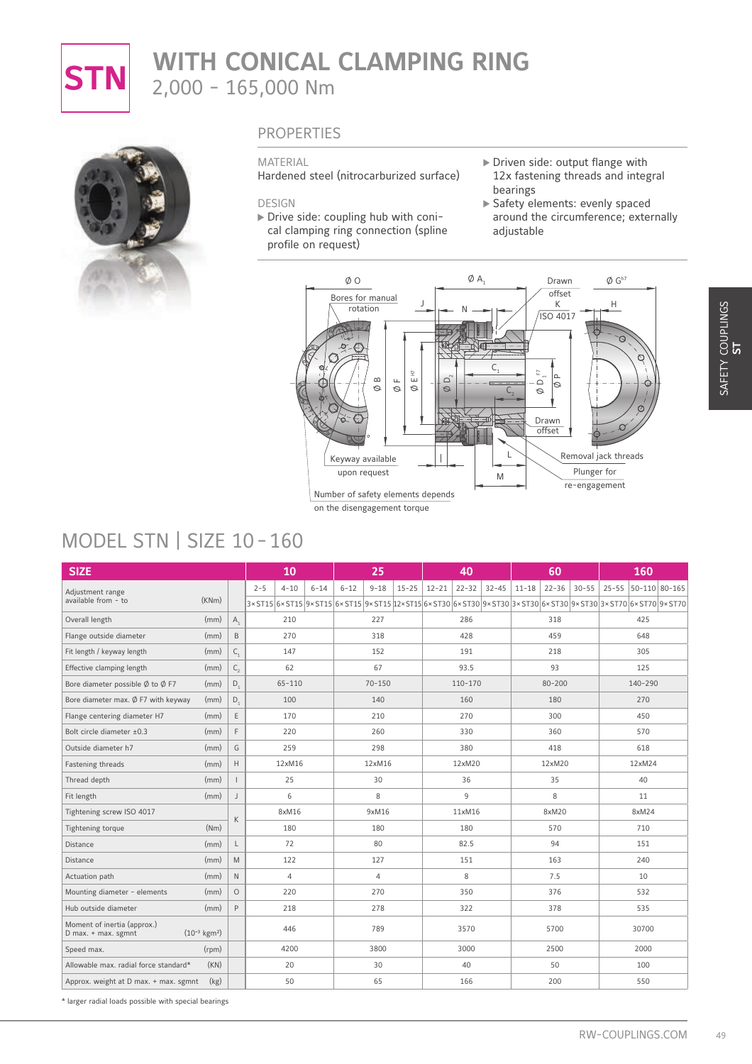# STN WITH CONICAL CLAMPING RING

2,000 - 165,000 Nm

## PROPERTIES

MATERIAL
Hardened steel (nitrocarburized surface)

DESIGN

- ▶ Drive side: coupling hub with conical clamping ring connection (spline profile on request)
- ▶ Driven side: output flange with 12x fastening threads and integral bearings
- ▶ Safety elements: evenly spaced around the circumference; externally adjustable

Ø O · Bores for manual rotation · J · N · Ø $A_1$ · Drawn offset · K · ISO 4017 · Ø $G^{h7}$ · H · Ø B · Ø F · Ø $E^{H7}$ · Ø $D_2$ · $C_1$ · $C_2$ · Ø $D_1^{F7}$ · Ø P · Drawn offset · Keyway available upon request · I · L · M · Removal jack threads · Plunger for re-engagement · Number of safety elements depends on the disengagement torque

## MODEL STN | SIZE 10 - 160

| SIZE | | | 10 | | | 25 | | | 40 | | | 60 | | | 160 | | |
|---|---|---|---|---|---|---|---|---|---|---|---|---|---|---|---|---|---|
| Adjustment range available from - to | (KNm) | | 2-5 | 4-10 | 6-14 | 6-12 | 9-18 | 15-25 | 12-21 | 22-32 | 32-45 | 11-18 | 22-36 | 30-55 | 25-55 | 50-110 | 80-165 |
| | | | 3×ST15 | 6×ST15 | 9×ST15 | 6×ST15 | 9×ST15 | 12×ST15 | 6×ST30 | 6×ST30 | 9×ST30 | 3×ST30 | 6×ST30 | 9×ST30 | 3×ST70 | 6×ST70 | 9×ST70 |
| Overall length | (mm) | $A_1$ | 210 | | | 227 | | | 286 | | | 318 | | | 425 | | |
| Flange outside diameter | (mm) | B | 270 | | | 318 | | | 428 | | | 459 | | | 648 | | |
| Fit length / keyway length | (mm) | $C_1$ | 147 | | | 152 | | | 191 | | | 218 | | | 305 | | |
| Effective clamping length | (mm) | $C_2$ | 62 | | | 67 | | | 93.5 | | | 93 | | | 125 | | |
| Bore diameter possible Ø to Ø F7 | (mm) | $D_1$ | 65-110 | | | 70-150 | | | 110-170 | | | 80-200 | | | 140-290 | | |
| Bore diameter max. Ø F7 with keyway | (mm) | $D_1$ | 100 | | | 140 | | | 160 | | | 180 | | | 270 | | |
| Flange centering diameter H7 | (mm) | E | 170 | | | 210 | | | 270 | | | 300 | | | 450 | | |
| Bolt circle diameter ±0.3 | (mm) | F | 220 | | | 260 | | | 330 | | | 360 | | | 570 | | |
| Outside diameter h7 | (mm) | G | 259 | | | 298 | | | 380 | | | 418 | | | 618 | | |
| Fastening threads | (mm) | H | 12xM16 | | | 12xM16 | | | 12xM20 | | | 12xM20 | | | 12xM24 | | |
| Thread depth | (mm) | I | 25 | | | 30 | | | 36 | | | 35 | | | 40 | | |
| Fit length | (mm) | J | 6 | | | 8 | | | 9 | | | 8 | | | 11 | | |
| Tightening screw ISO 4017 | | K | 8xM16 | | | 9xM16 | | | 11xM16 | | | 8xM20 | | | 8xM24 | | |
| Tightening torque | (Nm) | K | 180 | | | 180 | | | 180 | | | 570 | | | 710 | | |
| Distance | (mm) | L | 72 | | | 80 | | | 82.5 | | | 94 | | | 151 | | |
| Distance | (mm) | M | 122 | | | 127 | | | 151 | | | 163 | | | 240 | | |
| Actuation path | (mm) | N | 4 | | | 4 | | | 8 | | | 7.5 | | | 10 | | |
| Mounting diameter - elements | (mm) | O | 220 | | | 270 | | | 350 | | | 376 | | | 532 | | |
| Hub outside diameter | (mm) | P | 218 | | | 278 | | | 322 | | | 378 | | | 535 | | |
| Moment of inertia (approx.) D max. + max. sgmnt | ($10^{-3}$ kgm²) | | 446 | | | 789 | | | 3570 | | | 5700 | | | 30700 | | |
| Speed max. | (rpm) | | 4200 | | | 3800 | | | 3000 | | | 2500 | | | 2000 | | |
| Allowable max. radial force standard* | (KN) | | 20 | | | 30 | | | 40 | | | 50 | | | 100 | | |
| Approx. weight at D max. + max. sgmnt | (kg) | | 50 | | | 65 | | | 166 | | | 200 | | | 550 | | |

\* larger radial loads possible with special bearings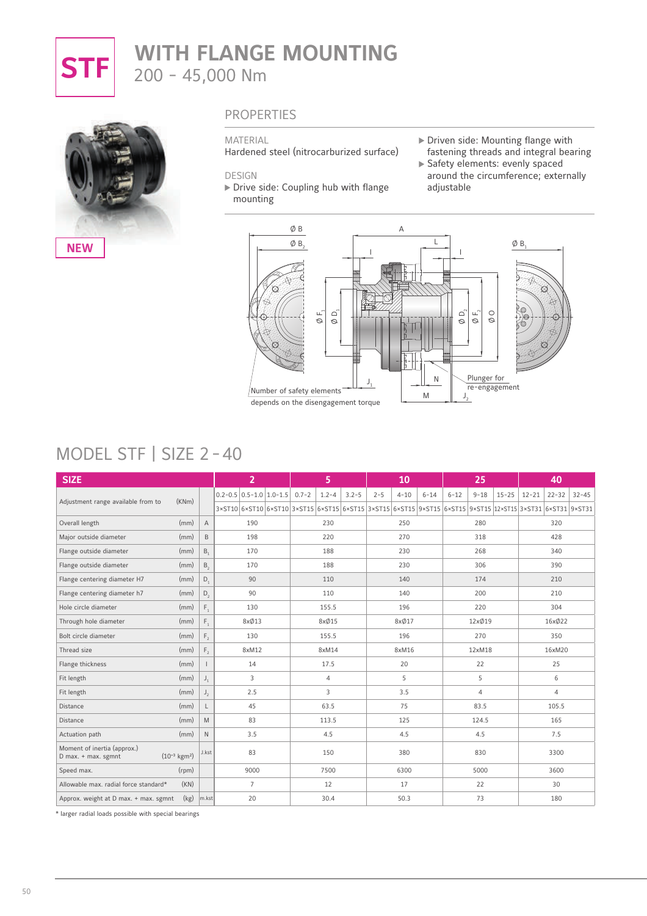# STF WITH FLANGE MOUNTING

200 – 45,000 Nm

NEW

## PROPERTIES

MATERIAL
Hardened steel (nitrocarburized surface)

DESIGN
- Drive side: Coupling hub with flange mounting
- Driven side: Mounting flange with fastening threads and integral bearing
- Safety elements: evenly spaced around the circumference; externally adjustable

Ø B, Ø $B_2$, A, L, I, I, Ø $B_1$, Ø $F_1$, Ø $D_1$, Ø $D_2$, Ø $F_2$, Ø O, $J_1$, N, M, $J_2$

Number of safety elements depends on the disengagement torque

Plunger for re-engagement

## MODEL STF | SIZE 2 - 40

| SIZE | | | 2 | | | 5 | | | 10 | | | 25 | | | 40 | | |
|---|---|---|---|---|---|---|---|---|---|---|---|---|---|---|---|---|---|
| Adjustment range available from to | (KNm) | | 0.2–0.5 | 0.5–1.0 | 1.0–1.5 | 0.7–2 | 1.2–4 | 3.2–5 | 2–5 | 4–10 | 6–14 | 6–12 | 9–18 | 15–25 | 12–21 | 22–32 | 32–45 |
| | | | 3×ST10 | 6×ST10 | 6×ST10 | 3×ST15 | 6×ST15 | 6×ST15 | 3×ST15 | 6×ST15 | 9×ST15 | 6×ST15 | 9×ST15 | 12×ST15 | 3×ST31 | 6×ST31 | 9×ST31 |
| Overall length | (mm) | A | 190 | | | 230 | | | 250 | | | 280 | | | 320 | | |
| Major outside diameter | (mm) | B | 198 | | | 220 | | | 270 | | | 318 | | | 428 | | |
| Flange outside diameter | (mm) | $B_1$ | 170 | | | 188 | | | 230 | | | 268 | | | 340 | | |
| Flange outside diameter | (mm) | $B_2$ | 170 | | | 188 | | | 230 | | | 306 | | | 390 | | |
| Flange centering diameter H7 | (mm) | $D_1$ | 90 | | | 110 | | | 140 | | | 174 | | | 210 | | |
| Flange centering diameter h7 | (mm) | $D_2$ | 90 | | | 110 | | | 140 | | | 200 | | | 210 | | |
| Hole circle diameter | (mm) | $F_1$ | 130 | | | 155.5 | | | 196 | | | 220 | | | 304 | | |
| Through hole diameter | (mm) | $F_1$ | 8xØ13 | | | 8xØ15 | | | 8xØ17 | | | 12xØ19 | | | 16xØ22 | | |
| Bolt circle diameter | (mm) | $F_2$ | 130 | | | 155.5 | | | 196 | | | 270 | | | 350 | | |
| Thread size | (mm) | $F_2$ | 8xM12 | | | 8xM14 | | | 8xM16 | | | 12xM18 | | | 16xM20 | | |
| Flange thickness | (mm) | I | 14 | | | 17.5 | | | 20 | | | 22 | | | 25 | | |
| Fit length | (mm) | $J_1$ | 3 | | | 4 | | | 5 | | | 5 | | | 6 | | |
| Fit length | (mm) | $J_2$ | 2.5 | | | 3 | | | 3.5 | | | 4 | | | 4 | | |
| Distance | (mm) | L | 45 | | | 63.5 | | | 75 | | | 83.5 | | | 105.5 | | |
| Distance | (mm) | M | 83 | | | 113.5 | | | 125 | | | 124.5 | | | 165 | | |
| Actuation path | (mm) | N | 3.5 | | | 4.5 | | | 4.5 | | | 4.5 | | | 7.5 | | |
| Moment of inertia (approx.) D max. + max. sgmnt | ($10^{-3}$ kgm²) | J.kst | 83 | | | 150 | | | 380 | | | 830 | | | 3300 | | |
| Speed max. | (rpm) | | 9000 | | | 7500 | | | 6300 | | | 5000 | | | 3600 | | |
| Allowable max. radial force standard* | (KN) | | 7 | | | 12 | | | 17 | | | 22 | | | 30 | | |
| Approx. weight at D max. + max. sgmnt | (kg) | m.kst | 20 | | | 30.4 | | | 50.3 | | | 73 | | | 180 | | |

* larger radial loads possible with special bearings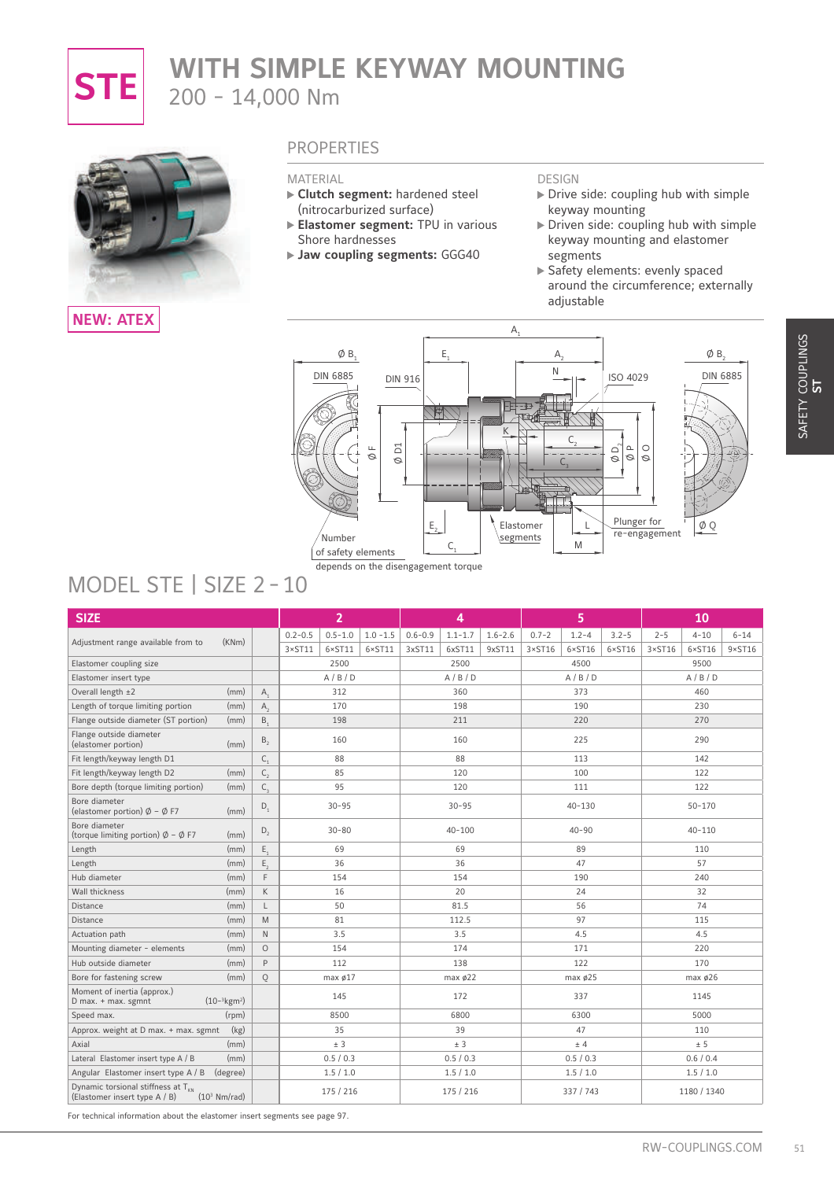# STE

# WITH SIMPLE KEYWAY MOUNTING

200 – 14,000 Nm

NEW: ATEX

## PROPERTIES

### MATERIAL

- **Clutch segment:** hardened steel (nitrocarburized surface)
- **Elastomer segment:** TPU in various Shore hardnesses
- **Jaw coupling segments:** GGG40

### DESIGN

- Drive side: coupling hub with simple keyway mounting
- Driven side: coupling hub with simple keyway mounting and elastomer segments
- Safety elements: evenly spaced around the circumference; externally adjustable

Number of safety elements depends on the disengagement torque

## MODEL STE | SIZE 2 – 10

| SIZE | | | 2 | | | 4 | | | 5 | | | 10 | | |
|---|---|---|---|---|---|---|---|---|---|---|---|---|---|---|
| Adjustment range available from to | (KNm) | | 0.2–0.5 | 0.5–1.0 | 1.0 –1.5 | 0.6–0.9 | 1.1–1.7 | 1.6–2.6 | 0.7–2 | 1.2–4 | 3.2–5 | 2–5 | 4–10 | 6–14 |
| | | | 3×ST11 | 6×ST11 | 6×ST11 | 3xST11 | 6xST11 | 9xST11 | 3×ST16 | 6×ST16 | 6×ST16 | 3×ST16 | 6×ST16 | 9×ST16 |
| Elastomer coupling size | | | 2500 | | | 2500 | | | 4500 | | | 9500 | | |
| Elastomer insert type | | | A / B / D | | | A / B / D | | | A / B / D | | | A / B / D | | |
| Overall length ±2 | (mm) | $A_1$ | 312 | | | 360 | | | 373 | | | 460 | | |
| Length of torque limiting portion | (mm) | $A_2$ | 170 | | | 198 | | | 190 | | | 230 | | |
| Flange outside diameter (ST portion) | (mm) | $B_1$ | 198 | | | 211 | | | 220 | | | 270 | | |
| Flange outside diameter (elastomer portion) | (mm) | $B_2$ | 160 | | | 160 | | | 225 | | | 290 | | |
| Fit length/keyway length D1 | | $C_1$ | 88 | | | 88 | | | 113 | | | 142 | | |
| Fit length/keyway length D2 | (mm) | $C_2$ | 85 | | | 120 | | | 100 | | | 122 | | |
| Bore depth (torque limiting portion) | (mm) | $C_3$ | 95 | | | 120 | | | 111 | | | 122 | | |
| Bore diameter (elastomer portion) Ø – Ø F7 | (mm) | $D_1$ | 30–95 | | | 30–95 | | | 40–130 | | | 50–170 | | |
| Bore diameter (torque limiting portion) Ø – Ø F7 | (mm) | $D_2$ | 30–80 | | | 40–100 | | | 40–90 | | | 40–110 | | |
| Length | (mm) | $E_1$ | 69 | | | 69 | | | 89 | | | 110 | | |
| Length | (mm) | $E_2$ | 36 | | | 36 | | | 47 | | | 57 | | |
| Hub diameter | (mm) | F | 154 | | | 154 | | | 190 | | | 240 | | |
| Wall thickness | (mm) | K | 16 | | | 20 | | | 24 | | | 32 | | |
| Distance | (mm) | L | 50 | | | 81.5 | | | 56 | | | 74 | | |
| Distance | (mm) | M | 81 | | | 112.5 | | | 97 | | | 115 | | |
| Actuation path | (mm) | N | 3.5 | | | 3.5 | | | 4.5 | | | 4.5 | | |
| Mounting diameter - elements | (mm) | O | 154 | | | 174 | | | 171 | | | 220 | | |
| Hub outside diameter | (mm) | P | 112 | | | 138 | | | 122 | | | 170 | | |
| Bore for fastening screw | (mm) | Q | max ø17 | | | max ø22 | | | max ø25 | | | max ø26 | | |
| Moment of inertia (approx.) D max. + max. sgmnt | ($10^{-3}$kgm²) | | 145 | | | 172 | | | 337 | | | 1145 | | |
| Speed max. | (rpm) | | 8500 | | | 6800 | | | 6300 | | | 5000 | | |
| Approx. weight at D max. + max. sgmnt | (kg) | | 35 | | | 39 | | | 47 | | | 110 | | |
| Axial | (mm) | | ± 3 | | | ± 3 | | | ± 4 | | | ± 5 | | |
| Lateral Elastomer insert type A / B | (mm) | | 0.5 / 0.3 | | | 0.5 / 0.3 | | | 0.5 / 0.3 | | | 0.6 / 0.4 | | |
| Angular Elastomer insert type A / B | (degree) | | 1.5 / 1.0 | | | 1.5 / 1.0 | | | 1.5 / 1.0 | | | 1.5 / 1.0 | | |
| Dynamic torsional stiffness at $T_{KN}$ (Elastomer insert type A / B) | ($10^3$ Nm/rad) | | 175 / 216 | | | 175 / 216 | | | 337 / 743 | | | 1180 / 1340 | | |

For technical information about the elastomer insert segments see page 97.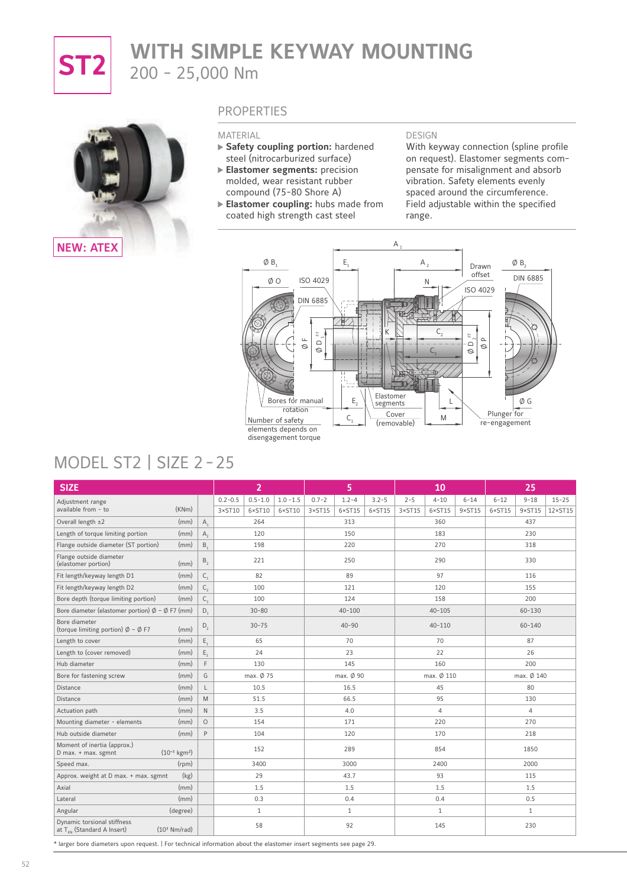# ST2 WITH SIMPLE KEYWAY MOUNTING

200 – 25,000 Nm

NEW: ATEX

## PROPERTIES

### MATERIAL

- **Safety coupling portion:** hardened steel (nitrocarburized surface)
- **Elastomer segments:** precision molded, wear resistant rubber compound (75-80 Shore A)
- **Elastomer coupling:** hubs made from coated high strength cast steel

### DESIGN

With keyway connection (spline profile on request). Elastomer segments compensate for misalignment and absorb vibration. Safety elements evenly spaced around the circumference. Field adjustable within the specified range.

Ø $B_1$ · Ø O · ISO 4029 · DIN 6885 · $E_1$ · $A_1$ · $A_2$ · N · Drawn offset · Ø $B_2$ · DIN 6885 · ISO 4029 · Ø F · Ø $D_1^{F7}$ · K · $C_2$ · $C_3$ · Ø $D_2^{F7}$ · Ø P · Bores for manual rotation · $E_2$ · $C_1$ · Elastomer segments · Cover (removable) · L · M · Ø G · Plunger for re-engagement · Number of safety elements depends on disengagement torque

## MODEL ST2 | SIZE 2 - 25

| SIZE | | | 2 | | | 5 | | | 10 | | | 25 | | |
|---|---|---|---|---|---|---|---|---|---|---|---|---|---|---|
| Adjustment range available from - to | (KNm) | | 0.2-0.5 | 0.5-1.0 | 1.0 -1.5 | 0.7-2 | 1.2-4 | 3.2-5 | 2-5 | 4-10 | 6-14 | 6-12 | 9-18 | 15-25 |
| | | | 3×ST10 | 6×ST10 | 6×ST10 | 3×ST15 | 6×ST15 | 6×ST15 | 3×ST15 | 6×ST15 | 9×ST15 | 6×ST15 | 9×ST15 | 12×ST15 |
| Overall length ±2 | (mm) | $A_1$ | 264 | | | 313 | | | 360 | | | 437 | | |
| Length of torque limiting portion | (mm) | $A_2$ | 120 | | | 150 | | | 183 | | | 230 | | |
| Flange outside diameter (ST portion) | (mm) | $B_1$ | 198 | | | 220 | | | 270 | | | 318 | | |
| Flange outside diameter (elastomer portion) | (mm) | $B_2$ | 221 | | | 250 | | | 290 | | | 330 | | |
| Fit length/keyway length D1 | (mm) | $C_1$ | 82 | | | 89 | | | 97 | | | 116 | | |
| Fit length/keyway length D2 | (mm) | $C_2$ | 100 | | | 121 | | | 120 | | | 155 | | |
| Bore depth (torque limiting portion) | (mm) | $C_3$ | 100 | | | 124 | | | 158 | | | 200 | | |
| Bore diameter (elastomer portion) Ø - Ø F7 | (mm) | $D_1$ | 30-80 | | | 40-100 | | | 40-105 | | | 60-130 | | |
| Bore diameter (torque limiting portion) Ø - Ø F7 | (mm) | $D_2$ | 30-75 | | | 40-90 | | | 40-110 | | | 60-140 | | |
| Length to cover | (mm) | $E_1$ | 65 | | | 70 | | | 70 | | | 87 | | |
| Length to (cover removed) | (mm) | $E_2$ | 24 | | | 23 | | | 22 | | | 26 | | |
| Hub diameter | (mm) | F | 130 | | | 145 | | | 160 | | | 200 | | |
| Bore for fastening screw | (mm) | G | max. Ø 75 | | | max. Ø 90 | | | max. Ø 110 | | | max. Ø 140 | | |
| Distance | (mm) | L | 10.5 | | | 16.5 | | | 45 | | | 80 | | |
| Distance | (mm) | M | 51.5 | | | 66.5 | | | 95 | | | 130 | | |
| Actuation path | (mm) | N | 3.5 | | | 4.0 | | | 4 | | | 4 | | |
| Mounting diameter - elements | (mm) | O | 154 | | | 171 | | | 220 | | | 270 | | |
| Hub outside diameter | (mm) | P | 104 | | | 120 | | | 170 | | | 218 | | |
| Moment of inertia (approx.) D max. + max. sgmnt | ($10^{-3}$ kgm²) | | 152 | | | 289 | | | 854 | | | 1850 | | |
| Speed max. | (rpm) | | 3400 | | | 3000 | | | 2400 | | | 2000 | | |
| Approx. weight at D max. + max. sgmnt | (kg) | | 29 | | | 43.7 | | | 93 | | | 115 | | |
| Axial | (mm) | | 1.5 | | | 1.5 | | | 1.5 | | | 1.5 | | |
| Lateral | (mm) | | 0.3 | | | 0.4 | | | 0.4 | | | 0.5 | | |
| Angular | (degree) | | 1 | | | 1 | | | 1 | | | 1 | | |
| Dynamic torsional stiffness at $T_{KN}$ (Standard A Insert) | ($10^3$ Nm/rad) | | 58 | | | 92 | | | 145 | | | 230 | | |

* larger bore diameters upon request. | For technical information about the elastomer insert segments see page 29.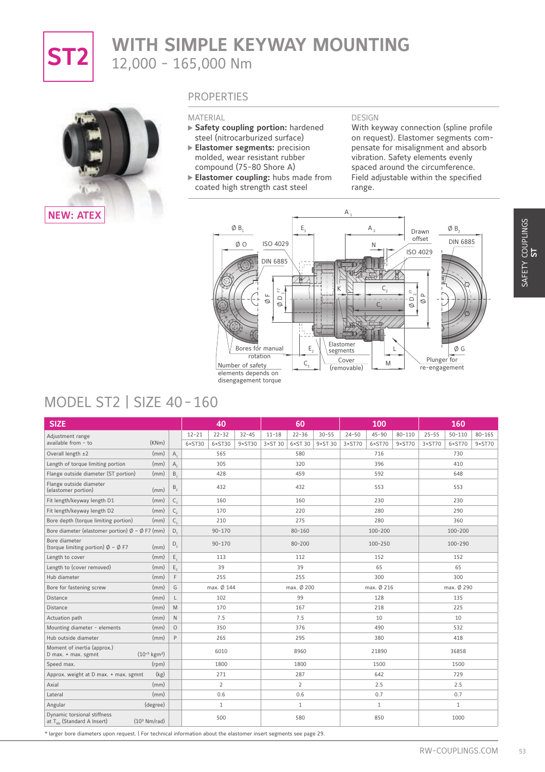# ST2 WITH SIMPLE KEYWAY MOUNTING

## 12,000 - 165,000 Nm

NEW: ATEX

## PROPERTIES

### MATERIAL

- **Safety coupling portion:** hardened steel (nitrocarburized surface)
- **Elastomer segments:** precision molded, wear resistant rubber compound (75-80 Shore A)
- **Elastomer coupling:** hubs made from coated high strength cast steel

### DESIGN

With keyway connection (spline profile on request). Elastomer segments compensate for misalignment and absorb vibration. Safety elements evenly spaced around the circumference. Field adjustable within the specified range.

Ø $B_1$ · Ø O · ISO 4029 · DIN 6885 · $E_1$ · $A_1$ · $A_2$ · Drawn offset · Ø $B_2$ · DIN 6885 · N · ISO 4029 · K · $C_2$ · $C_3$ · Ø F · Ø $D_1$ F7 · Ø $D_2$ F7 · Ø P · Bores for manual rotation · $E_2$ · Elastomer segments · L · Ø G · Number of safety elements depends on disengagement torque · $C_1$ · Cover (removable) · M · Plunger for re-engagement

## MODEL ST2 | SIZE 40 - 160

| SIZE | | | 40 | | | 60 | | | 100 | | | 160 | | |
|---|---|---|---|---|---|---|---|---|---|---|---|---|---|---|
| Adjustment range available from - to | (KNm) | | 12-21 | 22-32 | 32-45 | 11-18 | 22-36 | 30-55 | 24-50 | 45-90 | 80-110 | 25-55 | 50-110 | 80-165 |
| | | | 6×ST30 | 6×ST30 | 9×ST30 | 3×ST 30 | 6×ST 30 | 9×ST 30 | 3×ST70 | 6×ST70 | 9×ST70 | 3×ST70 | 6×ST70 | 9×ST70 |
| Overall length ±2 | (mm) | $A_1$ | 565 | | | 580 | | | 716 | | | 730 | | |
| Length of torque limiting portion | (mm) | $A_2$ | 305 | | | 320 | | | 396 | | | 410 | | |
| Flange outside diameter (ST portion) | (mm) | $B_1$ | 428 | | | 459 | | | 592 | | | 648 | | |
| Flange outside diameter (elastomer portion) | (mm) | $B_2$ | 432 | | | 432 | | | 553 | | | 553 | | |
| Fit length/keyway length D1 | (mm) | $C_1$ | 160 | | | 160 | | | 230 | | | 230 | | |
| Fit length/keyway length D2 | (mm) | $C_2$ | 170 | | | 220 | | | 280 | | | 290 | | |
| Bore depth (torque limiting portion) | (mm) | $C_3$ | 210 | | | 275 | | | 280 | | | 360 | | |
| Bore diameter (elastomer portion) Ø - Ø F7 | (mm) | $D_1$ | 90-170 | | | 80-160 | | | 100-200 | | | 100-200 | | |
| Bore diameter (torque limiting portion) Ø - Ø F7 | (mm) | $D_2$ | 90-170 | | | 80-200 | | | 100-250 | | | 100-290 | | |
| Length to cover | (mm) | $E_1$ | 113 | | | 112 | | | 152 | | | 152 | | |
| Length to (cover removed) | (mm) | $E_2$ | 39 | | | 39 | | | 65 | | | 65 | | |
| Hub diameter | (mm) | F | 255 | | | 255 | | | 300 | | | 300 | | |
| Bore for fastening screw | (mm) | G | max. Ø 144 | | | max. Ø 200 | | | max. Ø 216 | | | max. Ø 290 | | |
| Distance | (mm) | L | 102 | | | 99 | | | 128 | | | 135 | | |
| Distance | (mm) | M | 170 | | | 167 | | | 218 | | | 225 | | |
| Actuation path | (mm) | N | 7.5 | | | 7.5 | | | 10 | | | 10 | | |
| Mounting diameter - elements | (mm) | O | 350 | | | 376 | | | 490 | | | 532 | | |
| Hub outside diameter | (mm) | P | 265 | | | 295 | | | 380 | | | 418 | | |
| Moment of inertia (approx.) D max. + max. sgmnt | ($10^{-3}$ kgm²) | | 6010 | | | 8960 | | | 21890 | | | 36858 | | |
| Speed max. | (rpm) | | 1800 | | | 1800 | | | 1500 | | | 1500 | | |
| Approx. weight at D max. + max. sgmnt | (kg) | | 271 | | | 287 | | | 642 | | | 729 | | |
| Axial | (mm) | | 2 | | | 2 | | | 2.5 | | | 2.5 | | |
| Lateral | (mm) | | 0.6 | | | 0.6 | | | 0.7 | | | 0.7 | | |
| Angular | (degree) | | 1 | | | 1 | | | 1 | | | 1 | | |
| Dynamic torsional stiffness at $T_{KN}$ (Standard A Insert) | ($10^3$ Nm/rad) | | 500 | | | 580 | | | 850 | | | 1000 | | |

* larger bore diameters upon request. | For technical information about the elastomer insert segments see page 29.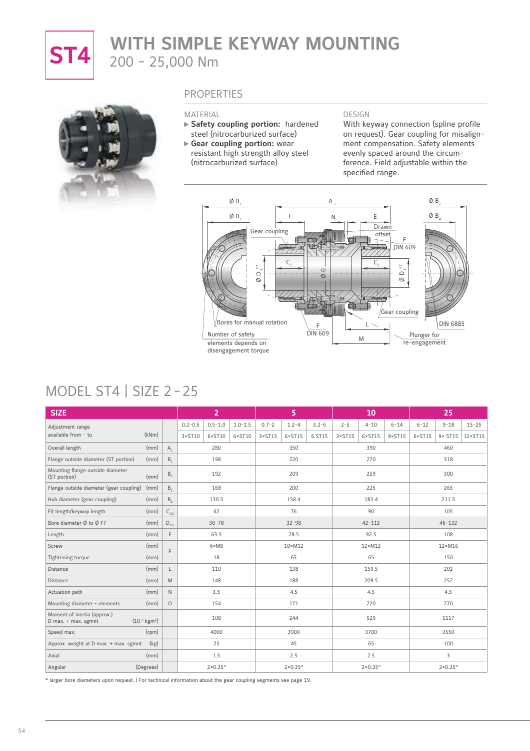# ST4 WITH SIMPLE KEYWAY MOUNTING

200 – 25,000 Nm

## PROPERTIES

**MATERIAL**

- **Safety coupling portion:** hardened steel (nitrocarburized surface)
- **Gear coupling portion:** wear resistant high strength alloy steel (nitrocarburized surface)

**DESIGN**

With keyway connection (spline profile on request). Gear coupling for misalignment compensation. Safety elements evenly spaced around the circumference. Field adjustable within the specified range.

## MODEL ST4 | SIZE 2 - 25

| SIZE | | | 2 | | | 5 | | | 10 | | | 25 | | |
|---|---|---|---|---|---|---|---|---|---|---|---|---|---|---|
| Adjustment range | (kNm) | | 0.2–0.5 | 0.5–1.0 | 1.0–1.5 | 0.7–2 | 1.2–4 | 3.2–6 | 2–5 | 4–10 | 6–14 | 6–12 | 9–18 | 15–25 |
| available from - to | | | 3×ST10 | 6×ST10 | 6×ST10 | 3×ST15 | 6×ST15 | 6 ST15 | 3×ST15 | 6×ST15 | 9×ST15 | 6×ST15 | 9× ST15 | 12×ST15 |
| Overall length | (mm) | $A_1$ | 280 | | | 350 | | | 390 | | | 460 | | |
| Flange outside diameter (ST portion) | (mm) | $B_1$ | 198 | | | 220 | | | 270 | | | 318 | | |
| Mounting flange outside diameter (ST portion) | (mm) | $B_2$ | 192 | | | 209 | | | 259 | | | 300 | | |
| Flange outside diameter (gear coupling) | (mm) | $B_3$ | 168 | | | 200 | | | 225 | | | 265 | | |
| Hub diameter (gear coupling) | (mm) | $B_4$ | 130.5 | | | 158.4 | | | 183.4 | | | 211.5 | | |
| Fit length/keyway length | (mm) | $C_{1/2}$ | 62 | | | 76 | | | 90 | | | 105 | | |
| Bore diameter Ø to Ø F7 | (mm) | $D_{1/2}$ | 30–78 | | | 32–98 | | | 42–112 | | | 46–132 | | |
| Length | (mm) | E | 63.5 | | | 78.5 | | | 92.5 | | | 108 | | |
| Screw | (mm) | F | 6×M8 | | | 10×M12 | | | 12×M12 | | | 12×M16 | | |
| Tightening torque | (mm) | F | 18 | | | 65 | | | 65 | | | 150 | | |
| Distance | (mm) | L | 110 | | | 138 | | | 159.5 | | | 202 | | |
| Distance | (mm) | M | 148 | | | 188 | | | 209.5 | | | 252 | | |
| Actuation path | (mm) | N | 3.5 | | | 4.5 | | | 4.5 | | | 4.5 | | |
| Mounting diameter - elements | (mm) | O | 154 | | | 171 | | | 220 | | | 270 | | |
| Moment of inertia (approx.) D max. + max. sgmnt | ($10^{-3}$ kgm²) | | 108 | | | 244 | | | 529 | | | 1117 | | |
| Speed max. | (rpm) | | 4000 | | | 3900 | | | 3700 | | | 3550 | | |
| Approx. weight at D max. + max. sgmnt | (kg) | | 25 | | | 45 | | | 65 | | | 100 | | |
| Axial | (mm) | | 1.5 | | | 2.5 | | | 2.5 | | | 3 | | |
| Angular | (Degrees) | | 2×0.35° | | | 2×0.35° | | | 2×0.35° | | | 2×0.35° | | |

* larger bore diameters upon request. | For technical information about the gear coupling segments see page 19.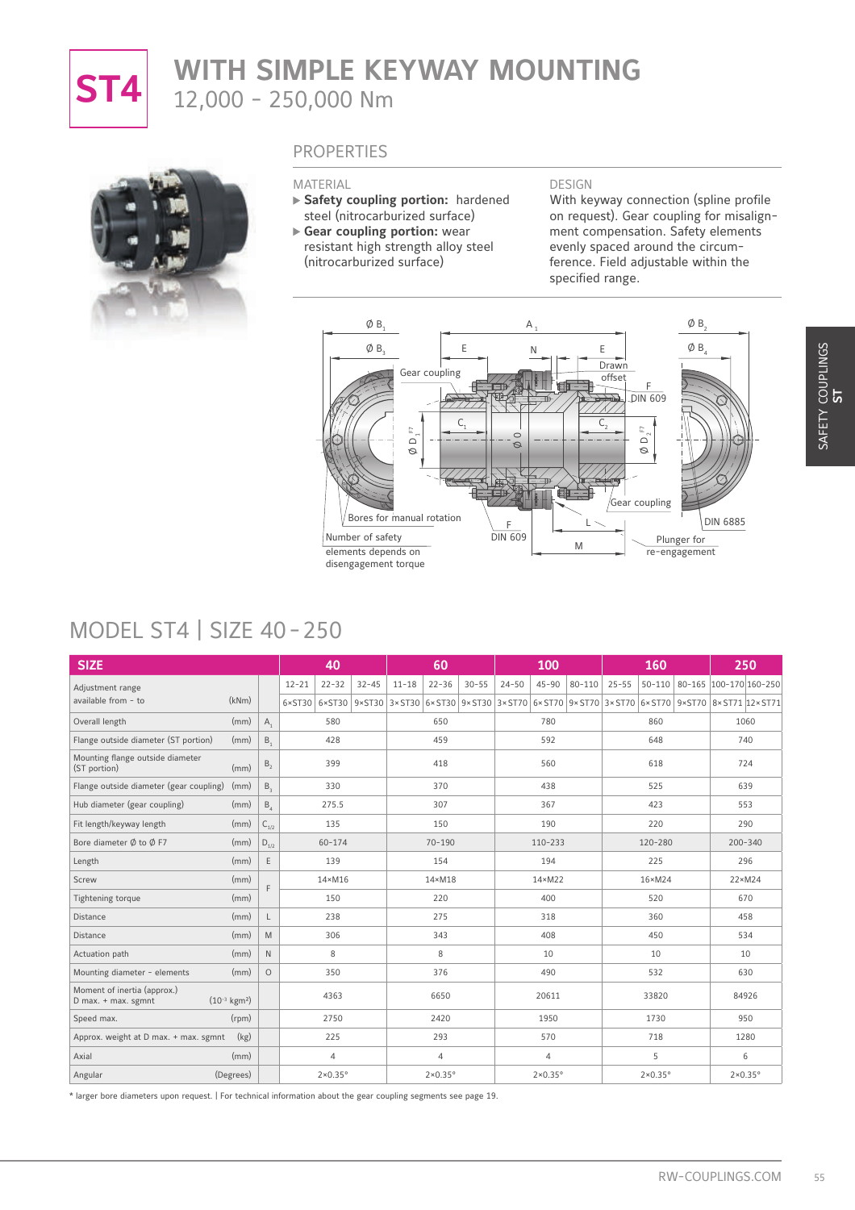# ST4 WITH SIMPLE KEYWAY MOUNTING

12,000 - 250,000 Nm

## PROPERTIES

**MATERIAL**

- **Safety coupling portion:** hardened steel (nitrocarburized surface)
- **Gear coupling portion:** wear resistant high strength alloy steel (nitrocarburized surface)

**DESIGN**

With keyway connection (spline profile on request). Gear coupling for misalignment compensation. Safety elements evenly spaced around the circumference. Field adjustable within the specified range.

Ø B1, Ø B3, A1, E, N, E, Ø B2, Ø B4, Gear coupling, Drawn offset, F DIN 609, C1, C2, Ø D1 F7, Ø O, Ø D2 F7, Gear coupling, Bores for manual rotation, F DIN 609, L, DIN 6885, Number of safety elements depends on disengagement torque, M, Plunger for re-engagement

## MODEL ST4 | SIZE 40 - 250

| SIZE | | | 40 | | | 60 | | | 100 | | | 160 | | | 250 | |
|---|---|---|---|---|---|---|---|---|---|---|---|---|---|---|---|---|
| Adjustment range | | | 12-21 | 22-32 | 32-45 | 11-18 | 22-36 | 30-55 | 24-50 | 45-90 | 80-110 | 25-55 | 50-110 | 80-165 | 100-170 | 160-250 |
| available from - to | (kNm) | | 6×ST30 | 6×ST30 | 9×ST30 | 3×ST30 | 6×ST30 | 9×ST30 | 3×ST70 | 6×ST70 | 9×ST70 | 3×ST70 | 6×ST70 | 9×ST70 | 8×ST71 | 12×ST71 |
| Overall length | (mm) | $A_1$ | 580 | | | 650 | | | 780 | | | 860 | | | 1060 | |
| Flange outside diameter (ST portion) | (mm) | $B_1$ | 428 | | | 459 | | | 592 | | | 648 | | | 740 | |
| Mounting flange outside diameter (ST portion) | (mm) | $B_2$ | 399 | | | 418 | | | 560 | | | 618 | | | 724 | |
| Flange outside diameter (gear coupling) | (mm) | $B_3$ | 330 | | | 370 | | | 438 | | | 525 | | | 639 | |
| Hub diameter (gear coupling) | (mm) | $B_4$ | 275.5 | | | 307 | | | 367 | | | 423 | | | 553 | |
| Fit length/keyway length | (mm) | $C_{1/2}$ | 135 | | | 150 | | | 190 | | | 220 | | | 290 | |
| Bore diameter Ø to Ø F7 | (mm) | $D_{1/2}$ | 60-174 | | | 70-190 | | | 110-233 | | | 120-280 | | | 200-340 | |
| Length | (mm) | E | 139 | | | 154 | | | 194 | | | 225 | | | 296 | |
| Screw | (mm) | F | 14×M16 | | | 14×M18 | | | 14×M22 | | | 16×M24 | | | 22×M24 | |
| Tightening torque | (mm) | F | 150 | | | 220 | | | 400 | | | 520 | | | 670 | |
| Distance | (mm) | L | 238 | | | 275 | | | 318 | | | 360 | | | 458 | |
| Distance | (mm) | M | 306 | | | 343 | | | 408 | | | 450 | | | 534 | |
| Actuation path | (mm) | N | 8 | | | 8 | | | 10 | | | 10 | | | 10 | |
| Mounting diameter - elements | (mm) | O | 350 | | | 376 | | | 490 | | | 532 | | | 630 | |
| Moment of inertia (approx.) D max. + max. sgmnt | ($10^{-3}$ kgm²) | | 4363 | | | 6650 | | | 20611 | | | 33820 | | | 84926 | |
| Speed max. | (rpm) | | 2750 | | | 2420 | | | 1950 | | | 1730 | | | 950 | |
| Approx. weight at D max. + max. sgmnt | (kg) | | 225 | | | 293 | | | 570 | | | 718 | | | 1280 | |
| Axial | (mm) | | 4 | | | 4 | | | 4 | | | 5 | | | 6 | |
| Angular | (Degrees) | | 2×0.35° | | | 2×0.35° | | | 2×0.35° | | | 2×0.35° | | | 2×0.35° | |

* larger bore diameters upon request. | For technical information about the gear coupling segments see page 19.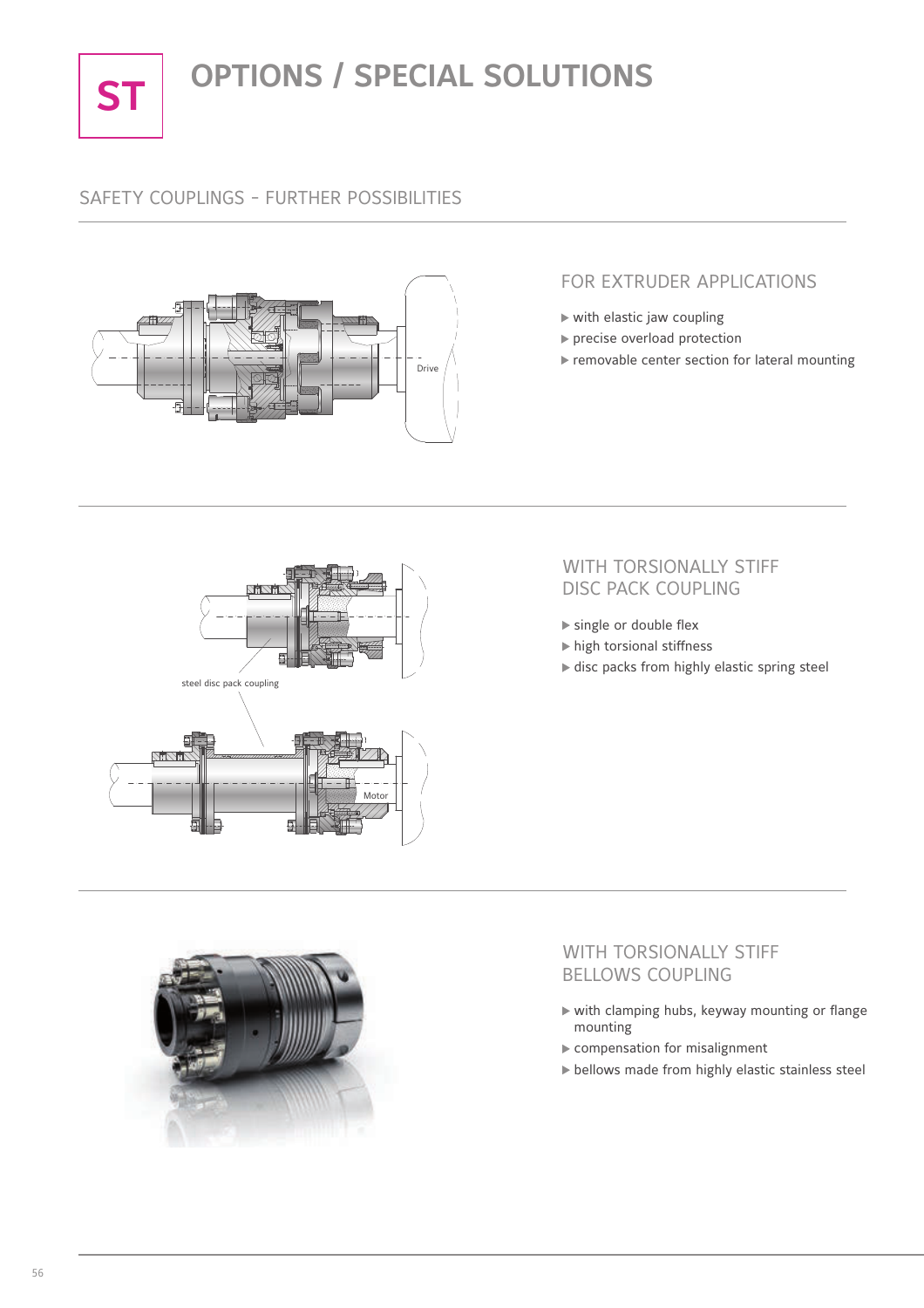# ST OPTIONS / SPECIAL SOLUTIONS

## SAFETY COUPLINGS - FURTHER POSSIBILITIES

### FOR EXTRUDER APPLICATIONS

- with elastic jaw coupling
- precise overload protection
- removable center section for lateral mounting

### WITH TORSIONALLY STIFF DISC PACK COUPLING

- single or double flex
- high torsional stiffness
- disc packs from highly elastic spring steel

### WITH TORSIONALLY STIFF BELLOWS COUPLING

- with clamping hubs, keyway mounting or flange mounting
- compensation for misalignment
- bellows made from highly elastic stainless steel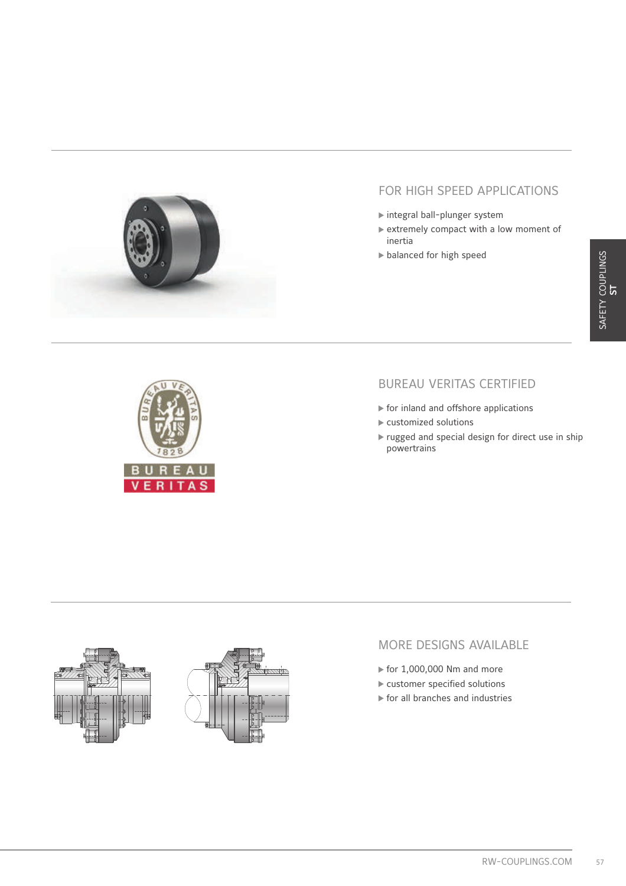## FOR HIGH SPEED APPLICATIONS

- integral ball-plunger system
- extremely compact with a low moment of inertia
- balanced for high speed

## BUREAU VERITAS CERTIFIED

- for inland and offshore applications
- customized solutions
- rugged and special design for direct use in ship powertrains

## MORE DESIGNS AVAILABLE

- for 1,000,000 Nm and more
- customer specified solutions
- for all branches and industries